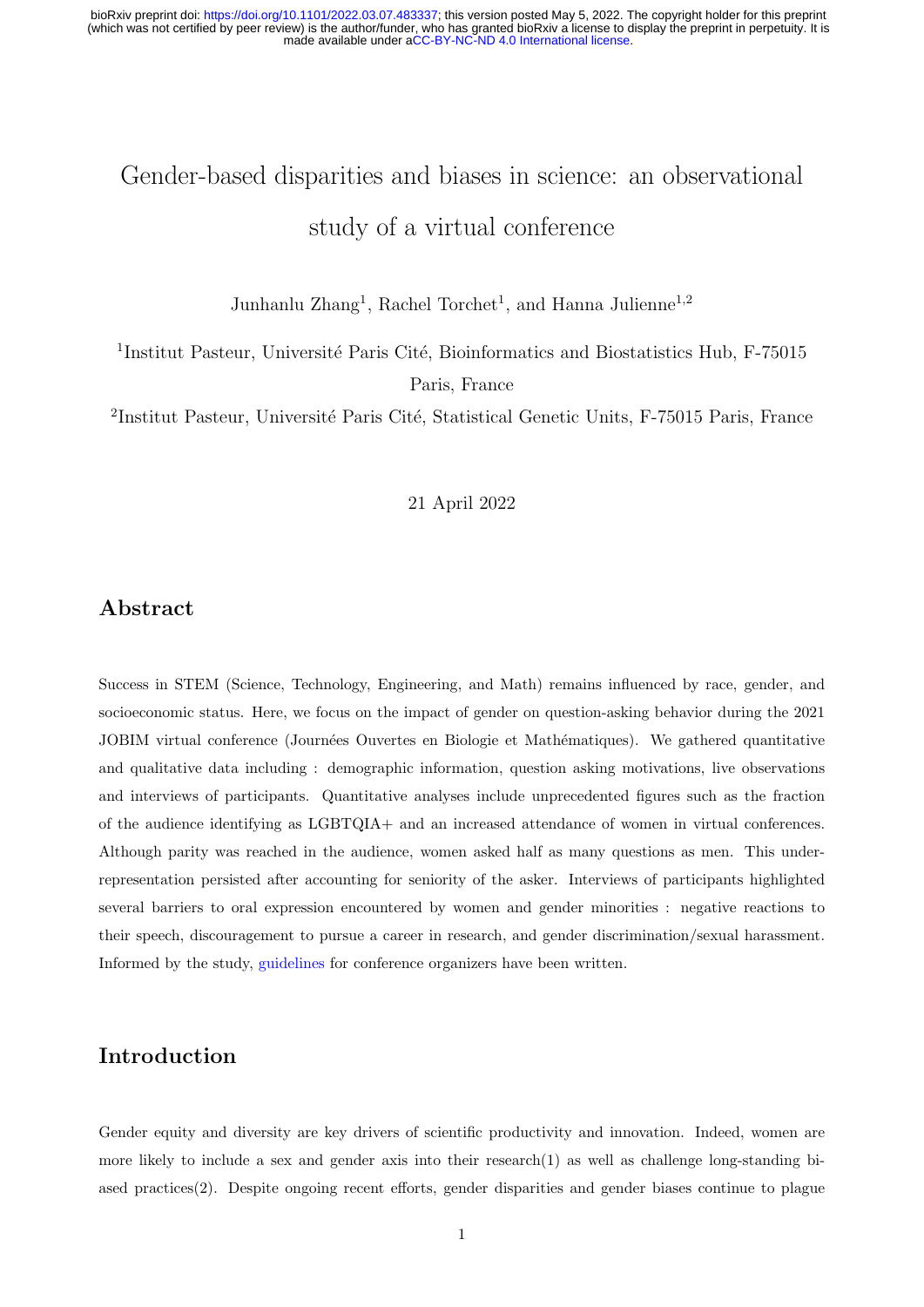# Gender-based disparities and biases in science: an observational study of a virtual conference

Junhanlu Zhang[1], Rachel Torchet[1], and Hanna Julienne[1,2]

[1]Institut Pasteur, Université Paris Cité, Bioinformatics and Biostatistics Hub, F-75015 Paris, France

[2]Institut Pasteur, Université Paris Cité, Statistical Genetic Units, F-75015 Paris, France

21 April 2022

## Abstract

Success in STEM (Science, Technology, Engineering, and Math) remains influenced by race, gender, and socioeconomic status. Here, we focus on the impact of gender on question-asking behavior during the 2021 JOBIM virtual conference (Journées Ouvertes en Biologie et Mathématiques). We gathered quantitative and qualitative data including : demographic information, question asking motivations, live observations and interviews of participants. Quantitative analyses include unprecedented figures such as the fraction of the audience identifying as LGBTQIA+ and an increased attendance of women in virtual conferences. Although parity was reached in the audience, women asked half as many questions as men. This under-representation persisted after accounting for seniority of the asker. Interviews of participants highlighted several barriers to oral expression encountered by women and gender minorities : negative reactions to their speech, discouragement to pursue a career in research, and gender discrimination/sexual harassment. Informed by the study, guidelines for conference organizers have been written.

## Introduction

Gender equity and diversity are key drivers of scientific productivity and innovation. Indeed, women are more likely to include a sex and gender axis into their research(1) as well as challenge long-standing biased practices(2). Despite ongoing recent efforts, gender disparities and gender biases continue to plague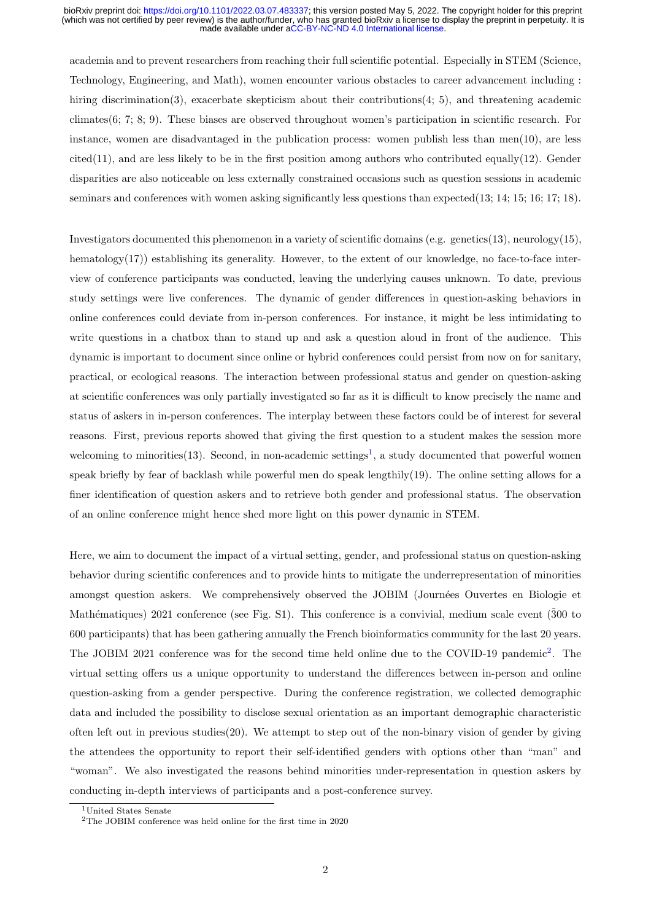academia and to prevent researchers from reaching their full scientific potential. Especially in STEM (Science, Technology, Engineering, and Math), women encounter various obstacles to career advancement including : hiring discrimination(3), exacerbate skepticism about their contributions(4; 5), and threatening academic climates(6; 7; 8; 9). These biases are observed throughout women's participation in scientific research. For instance, women are disadvantaged in the publication process: women publish less than men(10), are less cited(11), and are less likely to be in the first position among authors who contributed equally(12). Gender disparities are also noticeable on less externally constrained occasions such as question sessions in academic seminars and conferences with women asking significantly less questions than expected(13; 14; 15; 16; 17; 18).

Investigators documented this phenomenon in a variety of scientific domains (e.g. genetics(13), neurology(15), hematology(17)) establishing its generality. However, to the extent of our knowledge, no face-to-face interview of conference participants was conducted, leaving the underlying causes unknown. To date, previous study settings were live conferences. The dynamic of gender differences in question-asking behaviors in online conferences could deviate from in-person conferences. For instance, it might be less intimidating to write questions in a chatbox than to stand up and ask a question aloud in front of the audience. This dynamic is important to document since online or hybrid conferences could persist from now on for sanitary, practical, or ecological reasons. The interaction between professional status and gender on question-asking at scientific conferences was only partially investigated so far as it is difficult to know precisely the name and status of askers in in-person conferences. The interplay between these factors could be of interest for several reasons. First, previous reports showed that giving the first question to a student makes the session more welcoming to minorities(13). Second, in non-academic settings[1], a study documented that powerful women speak briefly by fear of backlash while powerful men do speak lengthily(19). The online setting allows for a finer identification of question askers and to retrieve both gender and professional status. The observation of an online conference might hence shed more light on this power dynamic in STEM.

Here, we aim to document the impact of a virtual setting, gender, and professional status on question-asking behavior during scientific conferences and to provide hints to mitigate the underrepresentation of minorities amongst question askers. We comprehensively observed the JOBIM (Journées Ouvertes en Biologie et Mathématiques) 2021 conference (see Fig. S1). This conference is a convivial, medium scale event (~300 to 600 participants) that has been gathering annually the French bioinformatics community for the last 20 years. The JOBIM 2021 conference was for the second time held online due to the COVID-19 pandemic[2]. The virtual setting offers us a unique opportunity to understand the differences between in-person and online question-asking from a gender perspective. During the conference registration, we collected demographic data and included the possibility to disclose sexual orientation as an important demographic characteristic often left out in previous studies(20). We attempt to step out of the non-binary vision of gender by giving the attendees the opportunity to report their self-identified genders with options other than "man" and "woman". We also investigated the reasons behind minorities under-representation in question askers by conducting in-depth interviews of participants and a post-conference survey.

[1] United States Senate

[2] The JOBIM conference was held online for the first time in 2020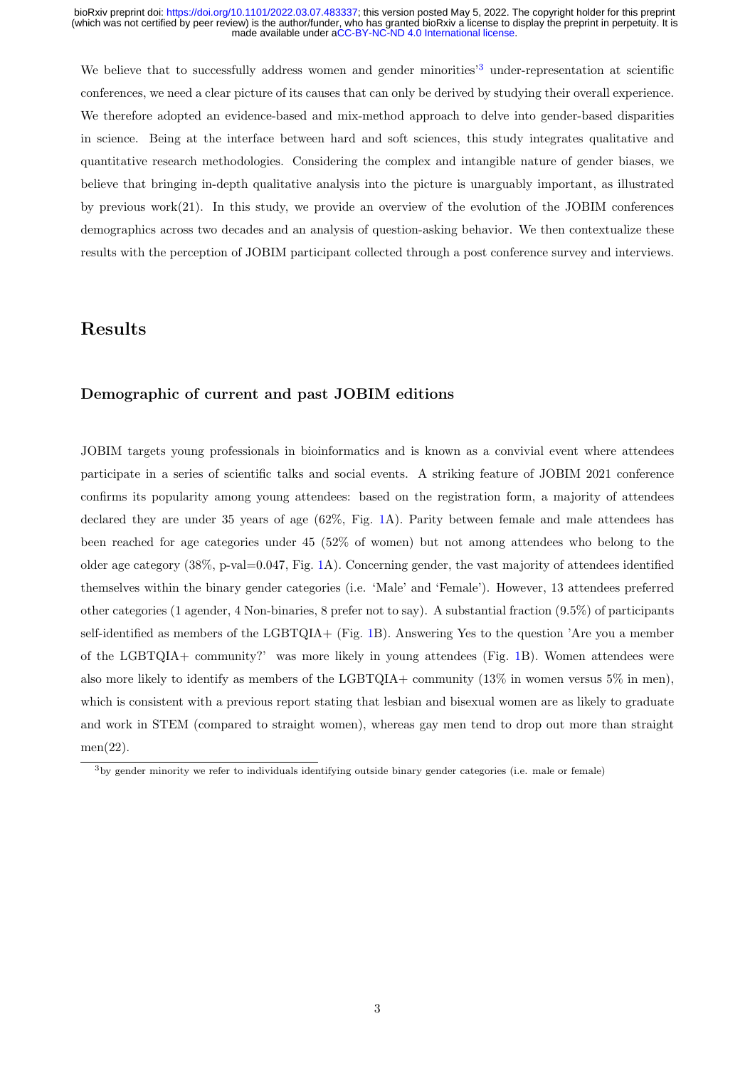We believe that to successfully address women and gender minorities'[3] under-representation at scientific conferences, we need a clear picture of its causes that can only be derived by studying their overall experience. We therefore adopted an evidence-based and mix-method approach to delve into gender-based disparities in science. Being at the interface between hard and soft sciences, this study integrates qualitative and quantitative research methodologies. Considering the complex and intangible nature of gender biases, we believe that bringing in-depth qualitative analysis into the picture is unarguably important, as illustrated by previous work(21). In this study, we provide an overview of the evolution of the JOBIM conferences demographics across two decades and an analysis of question-asking behavior. We then contextualize these results with the perception of JOBIM participant collected through a post conference survey and interviews.

## Results

### Demographic of current and past JOBIM editions

JOBIM targets young professionals in bioinformatics and is known as a convivial event where attendees participate in a series of scientific talks and social events. A striking feature of JOBIM 2021 conference confirms its popularity among young attendees: based on the registration form, a majority of attendees declared they are under 35 years of age (62%, Fig. 1A). Parity between female and male attendees has been reached for age categories under 45 (52% of women) but not among attendees who belong to the older age category (38%, p-val=0.047, Fig. 1A). Concerning gender, the vast majority of attendees identified themselves within the binary gender categories (i.e. 'Male' and 'Female'). However, 13 attendees preferred other categories (1 agender, 4 Non-binaries, 8 prefer not to say). A substantial fraction (9.5%) of participants self-identified as members of the LGBTQIA+ (Fig. 1B). Answering Yes to the question 'Are you a member of the LGBTQIA+ community?' was more likely in young attendees (Fig. 1B). Women attendees were also more likely to identify as members of the LGBTQIA+ community (13% in women versus 5% in men), which is consistent with a previous report stating that lesbian and bisexual women are as likely to graduate and work in STEM (compared to straight women), whereas gay men tend to drop out more than straight men(22).

[3] by gender minority we refer to individuals identifying outside binary gender categories (i.e. male or female)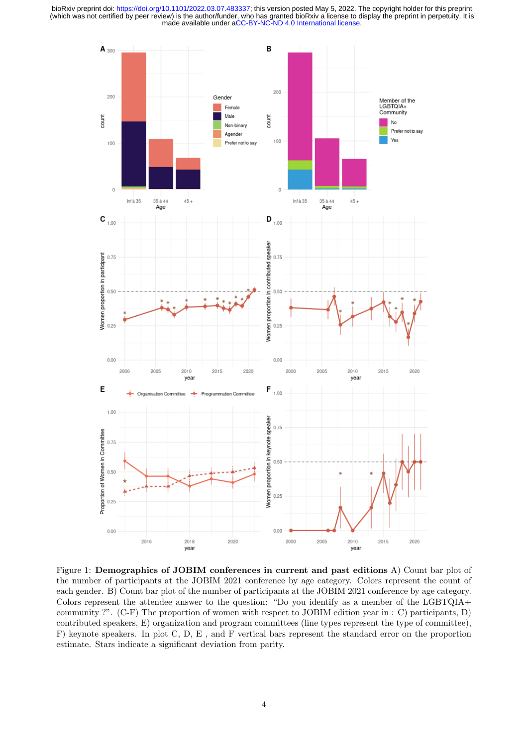Figure 1: **Demographics of JOBIM conferences in current and past editions** A) Count bar plot of the number of participants at the JOBIM 2021 conference by age category. Colors represent the count of each gender. B) Count bar plot of the number of participants at the JOBIM 2021 conference by age category. Colors represent the attendee answer to the question: "Do you identify as a member of the LGBTQIA+ community ?". (C-F) The proportion of women with respect to JOBIM edition year in : C) participants, D) contributed speakers, E) organization and program committees (line types represent the type of committee), F) keynote speakers. In plot C, D, E , and F vertical bars represent the standard error on the proportion estimate. Stars indicate a significant deviation from parity.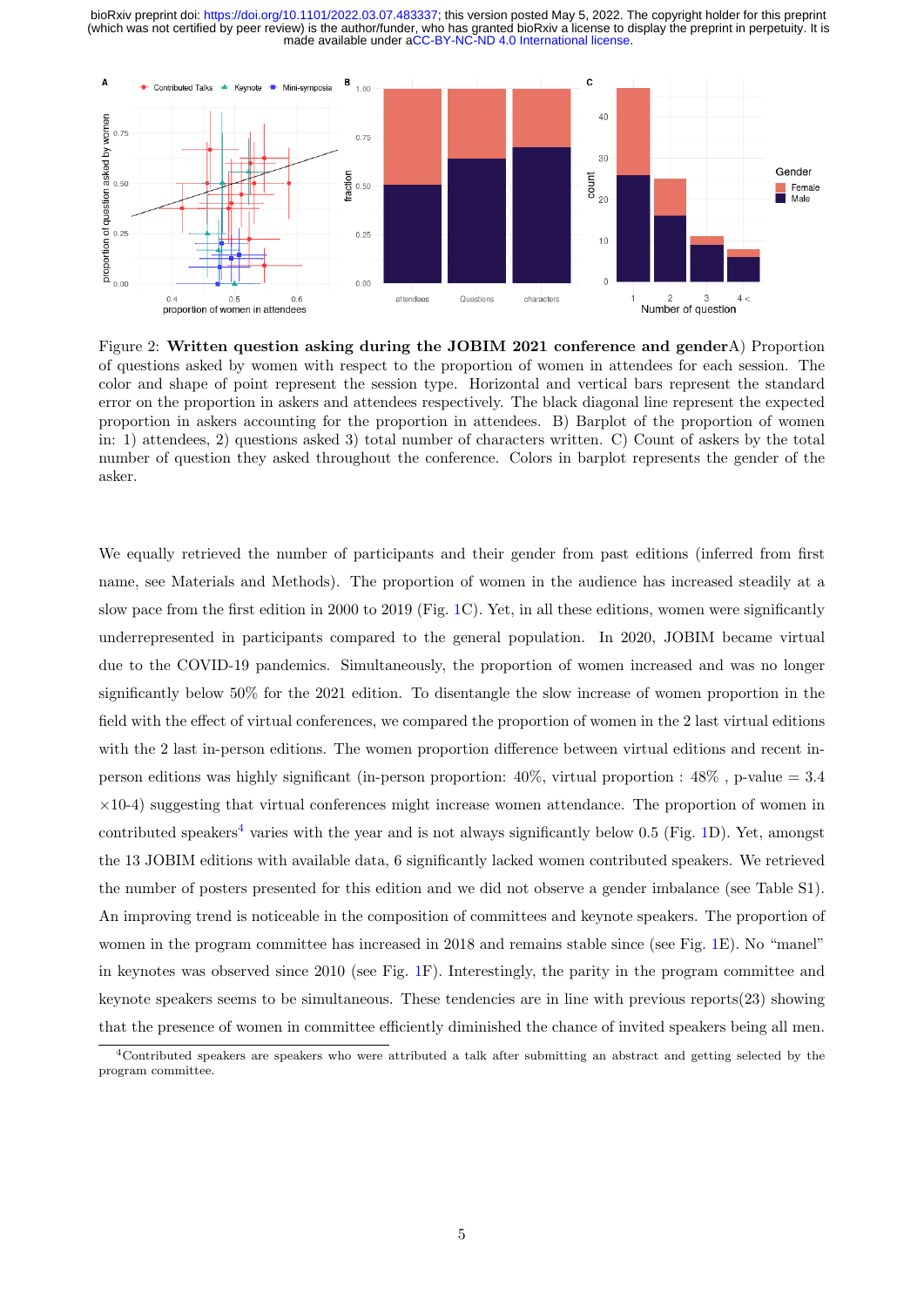Figure 2: **Written question asking during the JOBIM 2021 conference and gender**A) Proportion of questions asked by women with respect to the proportion of women in attendees for each session. The color and shape of point represent the session type. Horizontal and vertical bars represent the standard error on the proportion in askers and attendees respectively. The black diagonal line represent the expected proportion in askers accounting for the proportion in attendees. B) Barplot of the proportion of women in: 1) attendees, 2) questions asked 3) total number of characters written. C) Count of askers by the total number of question they asked throughout the conference. Colors in barplot represents the gender of the asker.

We equally retrieved the number of participants and their gender from past editions (inferred from first name, see Materials and Methods). The proportion of women in the audience has increased steadily at a slow pace from the first edition in 2000 to 2019 (Fig. 1C). Yet, in all these editions, women were significantly underrepresented in participants compared to the general population. In 2020, JOBIM became virtual due to the COVID-19 pandemics. Simultaneously, the proportion of women increased and was no longer significantly below 50% for the 2021 edition. To disentangle the slow increase of women proportion in the field with the effect of virtual conferences, we compared the proportion of women in the 2 last virtual editions with the 2 last in-person editions. The women proportion difference between virtual editions and recent in-person editions was highly significant (in-person proportion: 40%, virtual proportion : 48% , p-value = 3.4 ×10-4) suggesting that virtual conferences might increase women attendance. The proportion of women in contributed speakers[4] varies with the year and is not always significantly below 0.5 (Fig. 1D). Yet, amongst the 13 JOBIM editions with available data, 6 significantly lacked women contributed speakers. We retrieved the number of posters presented for this edition and we did not observe a gender imbalance (see Table S1). An improving trend is noticeable in the composition of committees and keynote speakers. The proportion of women in the program committee has increased in 2018 and remains stable since (see Fig. 1E). No "manel" in keynotes was observed since 2010 (see Fig. 1F). Interestingly, the parity in the program committee and keynote speakers seems to be simultaneous. These tendencies are in line with previous reports(23) showing that the presence of women in committee efficiently diminished the chance of invited speakers being all men.

[4]Contributed speakers are speakers who were attributed a talk after submitting an abstract and getting selected by the program committee.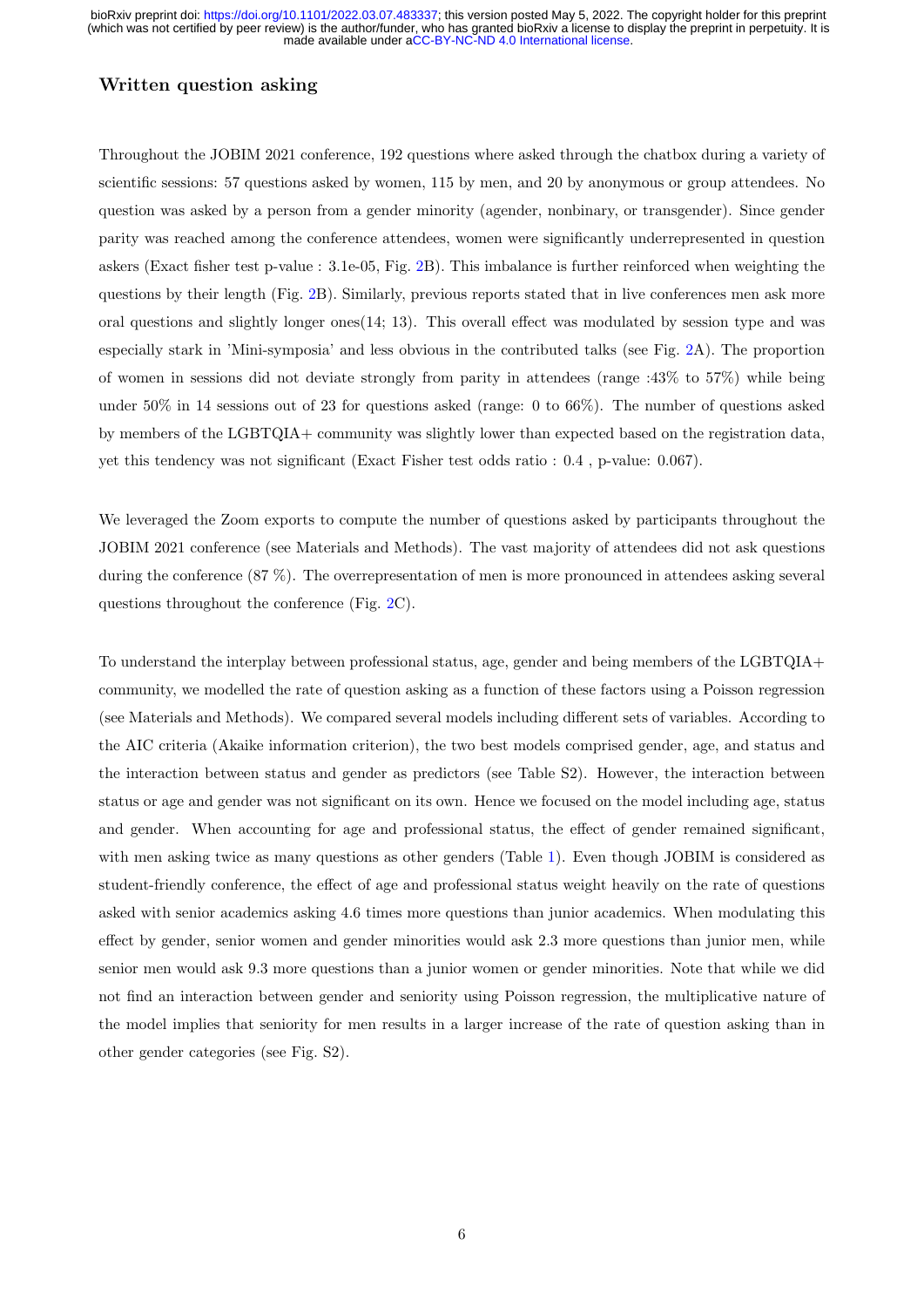### Written question asking

Throughout the JOBIM 2021 conference, 192 questions where asked through the chatbox during a variety of scientific sessions: 57 questions asked by women, 115 by men, and 20 by anonymous or group attendees. No question was asked by a person from a gender minority (agender, nonbinary, or transgender). Since gender parity was reached among the conference attendees, women were significantly underrepresented in question askers (Exact fisher test p-value : 3.1e-05, Fig. 2B). This imbalance is further reinforced when weighting the questions by their length (Fig. 2B). Similarly, previous reports stated that in live conferences men ask more oral questions and slightly longer ones(14; 13). This overall effect was modulated by session type and was especially stark in 'Mini-symposia' and less obvious in the contributed talks (see Fig. 2A). The proportion of women in sessions did not deviate strongly from parity in attendees (range :43% to 57%) while being under 50% in 14 sessions out of 23 for questions asked (range: 0 to 66%). The number of questions asked by members of the LGBTQIA+ community was slightly lower than expected based on the registration data, yet this tendency was not significant (Exact Fisher test odds ratio : 0.4 , p-value: 0.067).

We leveraged the Zoom exports to compute the number of questions asked by participants throughout the JOBIM 2021 conference (see Materials and Methods). The vast majority of attendees did not ask questions during the conference (87 %). The overrepresentation of men is more pronounced in attendees asking several questions throughout the conference (Fig. 2C).

To understand the interplay between professional status, age, gender and being members of the LGBTQIA+ community, we modelled the rate of question asking as a function of these factors using a Poisson regression (see Materials and Methods). We compared several models including different sets of variables. According to the AIC criteria (Akaike information criterion), the two best models comprised gender, age, and status and the interaction between status and gender as predictors (see Table S2). However, the interaction between status or age and gender was not significant on its own. Hence we focused on the model including age, status and gender. When accounting for age and professional status, the effect of gender remained significant, with men asking twice as many questions as other genders (Table 1). Even though JOBIM is considered as student-friendly conference, the effect of age and professional status weight heavily on the rate of questions asked with senior academics asking 4.6 times more questions than junior academics. When modulating this effect by gender, senior women and gender minorities would ask 2.3 more questions than junior men, while senior men would ask 9.3 more questions than a junior women or gender minorities. Note that while we did not find an interaction between gender and seniority using Poisson regression, the multiplicative nature of the model implies that seniority for men results in a larger increase of the rate of question asking than in other gender categories (see Fig. S2).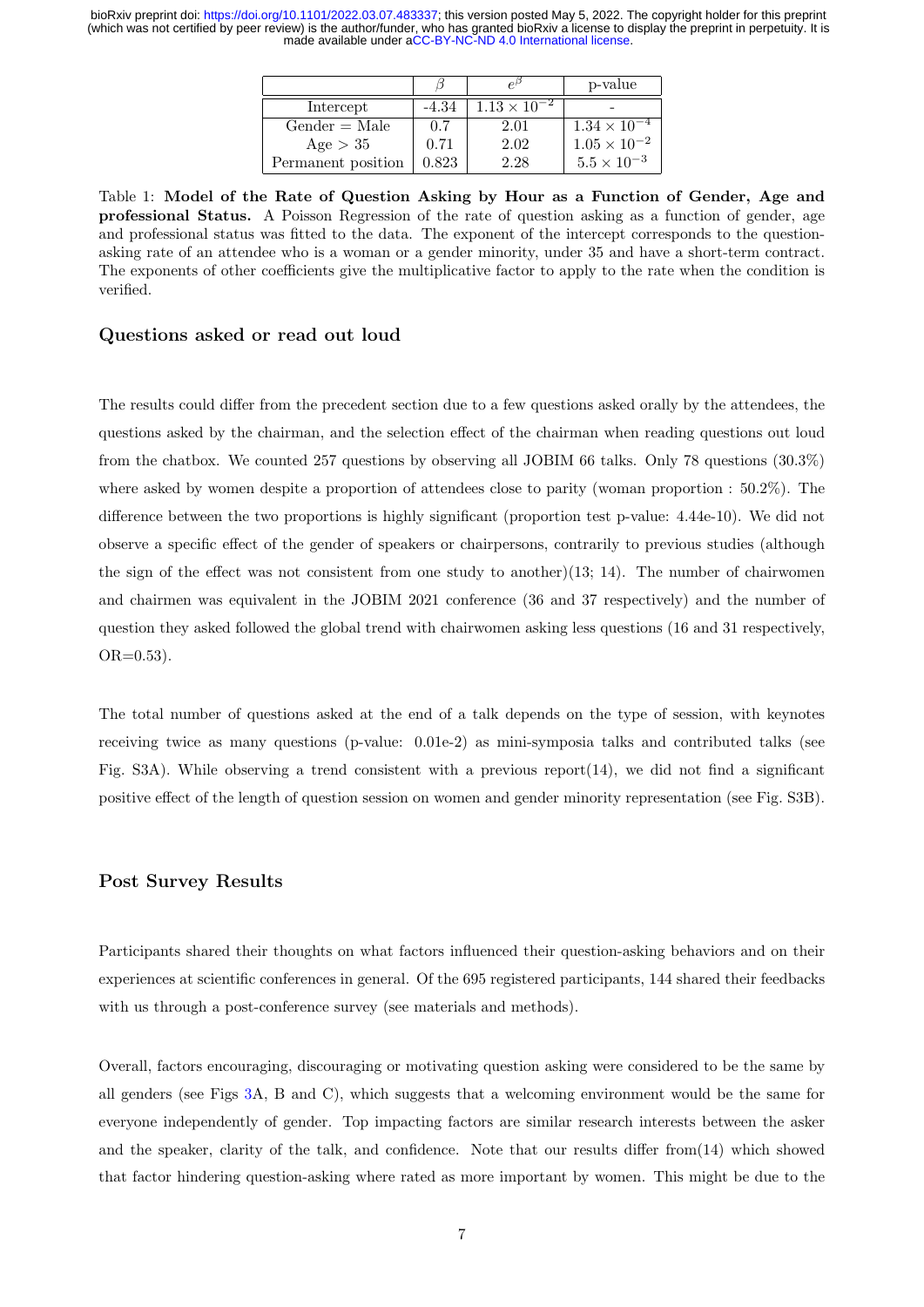| | $\beta$ | $e^{\beta}$ | p-value |
|---|---|---|---|
| Intercept | -4.34 | $1.13 \times 10^{-2}$ | - |
| Gender = Male | 0.7 | 2.01 | $1.34 \times 10^{-4}$ |
| Age > 35 | 0.71 | 2.02 | $1.05 \times 10^{-2}$ |
| Permanent position | 0.823 | 2.28 | $5.5 \times 10^{-3}$ |

Table 1: **Model of the Rate of Question Asking by Hour as a Function of Gender, Age and professional Status.** A Poisson Regression of the rate of question asking as a function of gender, age and professional status was fitted to the data. The exponent of the intercept corresponds to the question-asking rate of an attendee who is a woman or a gender minority, under 35 and have a short-term contract. The exponents of other coefficients give the multiplicative factor to apply to the rate when the condition is verified.

### Questions asked or read out loud

The results could differ from the precedent section due to a few questions asked orally by the attendees, the questions asked by the chairman, and the selection effect of the chairman when reading questions out loud from the chatbox. We counted 257 questions by observing all JOBIM 66 talks. Only 78 questions (30.3%) where asked by women despite a proportion of attendees close to parity (woman proportion : 50.2%). The difference between the two proportions is highly significant (proportion test p-value: 4.44e-10). We did not observe a specific effect of the gender of speakers or chairpersons, contrarily to previous studies (although the sign of the effect was not consistent from one study to another)(13; 14). The number of chairwomen and chairmen was equivalent in the JOBIM 2021 conference (36 and 37 respectively) and the number of question they asked followed the global trend with chairwomen asking less questions (16 and 31 respectively, OR=0.53).

The total number of questions asked at the end of a talk depends on the type of session, with keynotes receiving twice as many questions (p-value: 0.01e-2) as mini-symposia talks and contributed talks (see Fig. S3A). While observing a trend consistent with a previous report(14), we did not find a significant positive effect of the length of question session on women and gender minority representation (see Fig. S3B).

### Post Survey Results

Participants shared their thoughts on what factors influenced their question-asking behaviors and on their experiences at scientific conferences in general. Of the 695 registered participants, 144 shared their feedbacks with us through a post-conference survey (see materials and methods).

Overall, factors encouraging, discouraging or motivating question asking were considered to be the same by all genders (see Figs 3A, B and C), which suggests that a welcoming environment would be the same for everyone independently of gender. Top impacting factors are similar research interests between the asker and the speaker, clarity of the talk, and confidence. Note that our results differ from(14) which showed that factor hindering question-asking where rated as more important by women. This might be due to the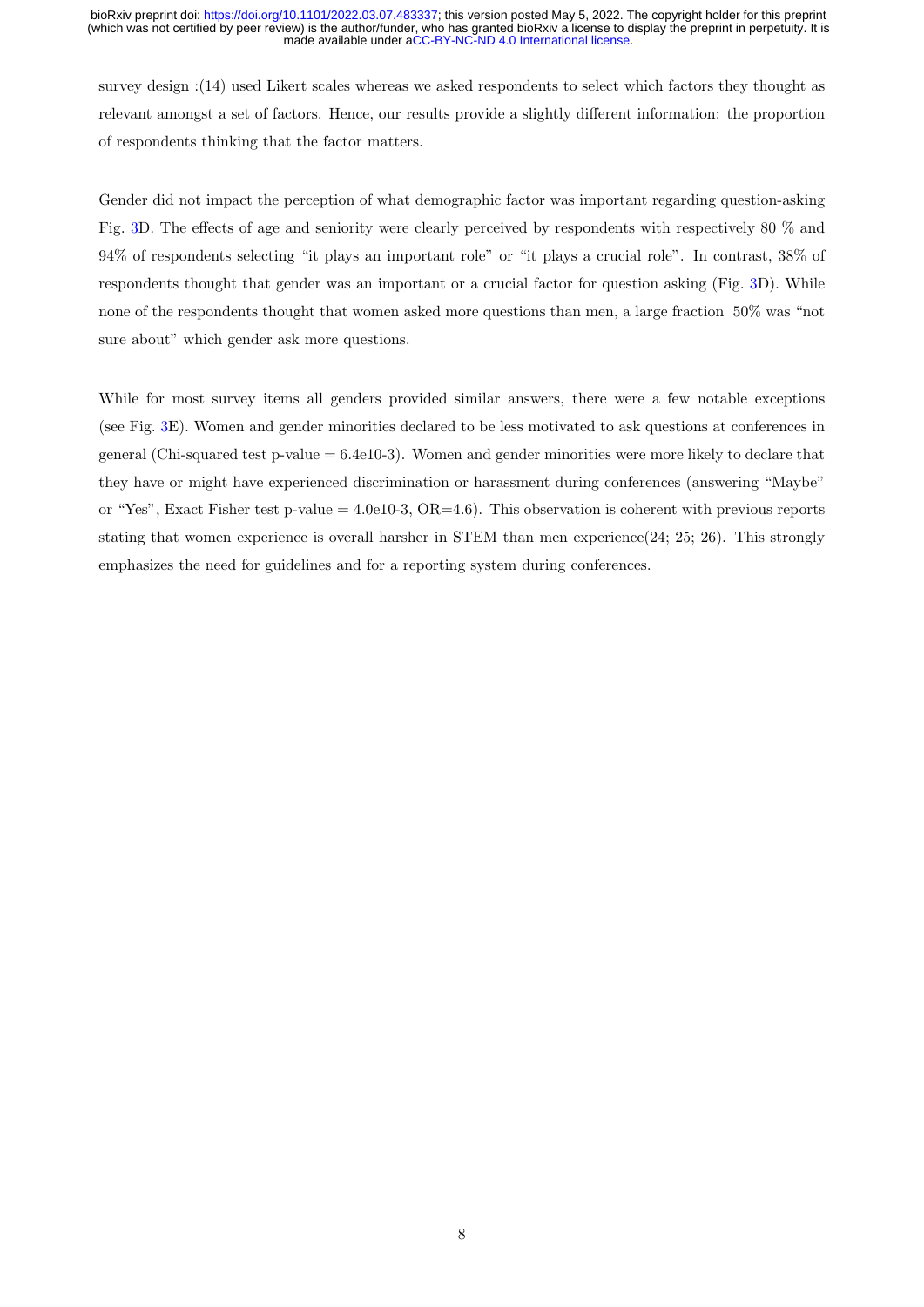survey design :(14) used Likert scales whereas we asked respondents to select which factors they thought as relevant amongst a set of factors. Hence, our results provide a slightly different information: the proportion of respondents thinking that the factor matters.

Gender did not impact the perception of what demographic factor was important regarding question-asking Fig. 3D. The effects of age and seniority were clearly perceived by respondents with respectively 80 % and 94% of respondents selecting "it plays an important role" or "it plays a crucial role". In contrast, 38% of respondents thought that gender was an important or a crucial factor for question asking (Fig. 3D). While none of the respondents thought that women asked more questions than men, a large fraction 50% was "not sure about" which gender ask more questions.

While for most survey items all genders provided similar answers, there were a few notable exceptions (see Fig. 3E). Women and gender minorities declared to be less motivated to ask questions at conferences in general (Chi-squared test p-value = 6.4e10-3). Women and gender minorities were more likely to declare that they have or might have experienced discrimination or harassment during conferences (answering "Maybe" or "Yes", Exact Fisher test p-value = 4.0e10-3, OR=4.6). This observation is coherent with previous reports stating that women experience is overall harsher in STEM than men experience(24; 25; 26). This strongly emphasizes the need for guidelines and for a reporting system during conferences.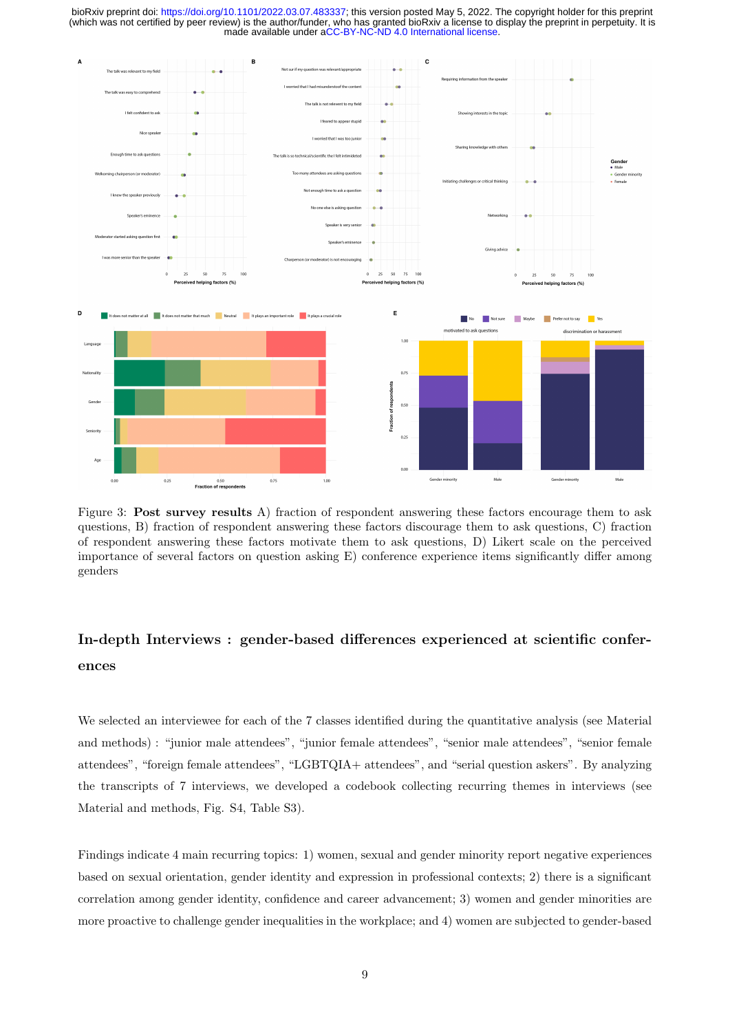Figure 3: **Post survey results** A) fraction of respondent answering these factors encourage them to ask questions, B) fraction of respondent answering these factors discourage them to ask questions, C) fraction of respondent answering these factors motivate them to ask questions, D) Likert scale on the perceived importance of several factors on question asking E) conference experience items significantly differ among genders

## In-depth Interviews : gender-based differences experienced at scientific conferences

We selected an interviewee for each of the 7 classes identified during the quantitative analysis (see Material and methods) : "junior male attendees", "junior female attendees", "senior male attendees", "senior female attendees", "foreign female attendees", "LGBTQIA+ attendees", and "serial question askers". By analyzing the transcripts of 7 interviews, we developed a codebook collecting recurring themes in interviews (see Material and methods, Fig. S4, Table S3).

Findings indicate 4 main recurring topics: 1) women, sexual and gender minority report negative experiences based on sexual orientation, gender identity and expression in professional contexts; 2) there is a significant correlation among gender identity, confidence and career advancement; 3) women and gender minorities are more proactive to challenge gender inequalities in the workplace; and 4) women are subjected to gender-based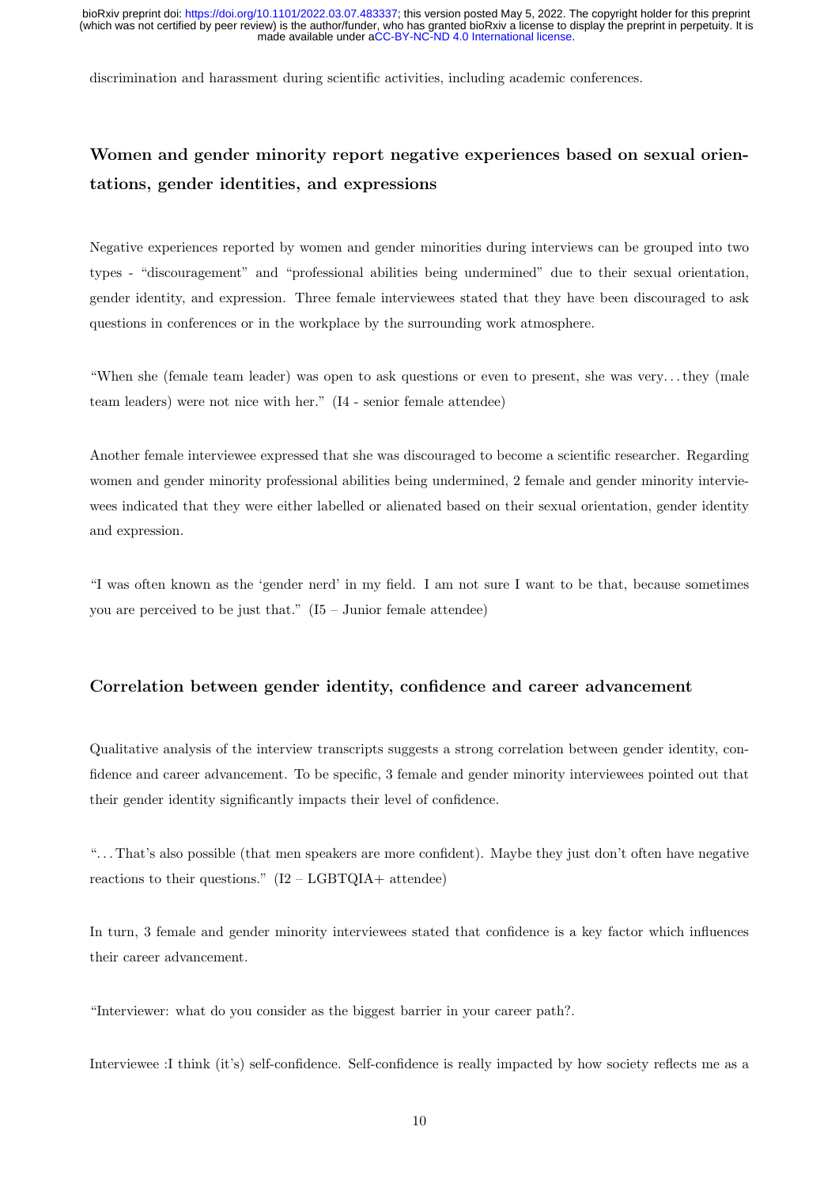discrimination and harassment during scientific activities, including academic conferences.

### Women and gender minority report negative experiences based on sexual orientations, gender identities, and expressions

Negative experiences reported by women and gender minorities during interviews can be grouped into two types - "discouragement" and "professional abilities being undermined" due to their sexual orientation, gender identity, and expression. Three female interviewees stated that they have been discouraged to ask questions in conferences or in the workplace by the surrounding work atmosphere.

"When she (female team leader) was open to ask questions or even to present, she was very. . . they (male team leaders) were not nice with her." (I4 - senior female attendee)

Another female interviewee expressed that she was discouraged to become a scientific researcher. Regarding women and gender minority professional abilities being undermined, 2 female and gender minority interviewees indicated that they were either labelled or alienated based on their sexual orientation, gender identity and expression.

"I was often known as the 'gender nerd' in my field. I am not sure I want to be that, because sometimes you are perceived to be just that." (I5 – Junior female attendee)

### Correlation between gender identity, confidence and career advancement

Qualitative analysis of the interview transcripts suggests a strong correlation between gender identity, confidence and career advancement. To be specific, 3 female and gender minority interviewees pointed out that their gender identity significantly impacts their level of confidence.

". . . That's also possible (that men speakers are more confident). Maybe they just don't often have negative reactions to their questions." (I2 – LGBTQIA+ attendee)

In turn, 3 female and gender minority interviewees stated that confidence is a key factor which influences their career advancement.

"Interviewer: what do you consider as the biggest barrier in your career path?.

Interviewee :I think (it's) self-confidence. Self-confidence is really impacted by how society reflects me as a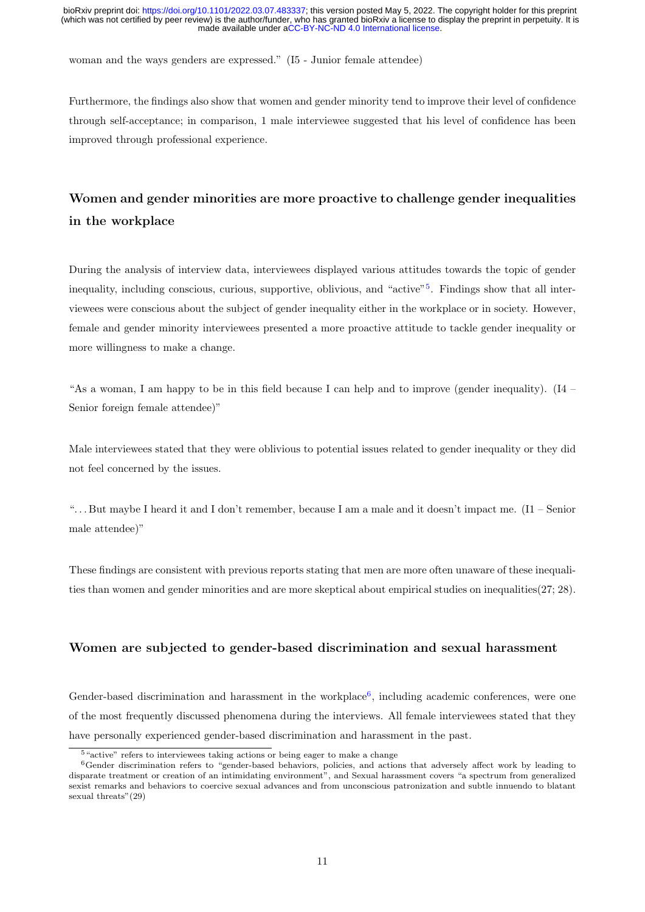woman and the ways genders are expressed." (I5 - Junior female attendee)

Furthermore, the findings also show that women and gender minority tend to improve their level of confidence through self-acceptance; in comparison, 1 male interviewee suggested that his level of confidence has been improved through professional experience.

## Women and gender minorities are more proactive to challenge gender inequalities in the workplace

During the analysis of interview data, interviewees displayed various attitudes towards the topic of gender inequality, including conscious, curious, supportive, oblivious, and "active"[5]. Findings show that all interviewees were conscious about the subject of gender inequality either in the workplace or in society. However, female and gender minority interviewees presented a more proactive attitude to tackle gender inequality or more willingness to make a change.

"As a woman, I am happy to be in this field because I can help and to improve (gender inequality). (I4 – Senior foreign female attendee)"

Male interviewees stated that they were oblivious to potential issues related to gender inequality or they did not feel concerned by the issues.

"…But maybe I heard it and I don't remember, because I am a male and it doesn't impact me. (I1 – Senior male attendee)"

These findings are consistent with previous reports stating that men are more often unaware of these inequalities than women and gender minorities and are more skeptical about empirical studies on inequalities(27; 28).

## Women are subjected to gender-based discrimination and sexual harassment

Gender-based discrimination and harassment in the workplace[6], including academic conferences, were one of the most frequently discussed phenomena during the interviews. All female interviewees stated that they have personally experienced gender-based discrimination and harassment in the past.

[5] "active" refers to interviewees taking actions or being eager to make a change

[6] Gender discrimination refers to "gender-based behaviors, policies, and actions that adversely affect work by leading to disparate treatment or creation of an intimidating environment", and Sexual harassment covers "a spectrum from generalized sexist remarks and behaviors to coercive sexual advances and from unconscious patronization and subtle innuendo to blatant sexual threats"(29)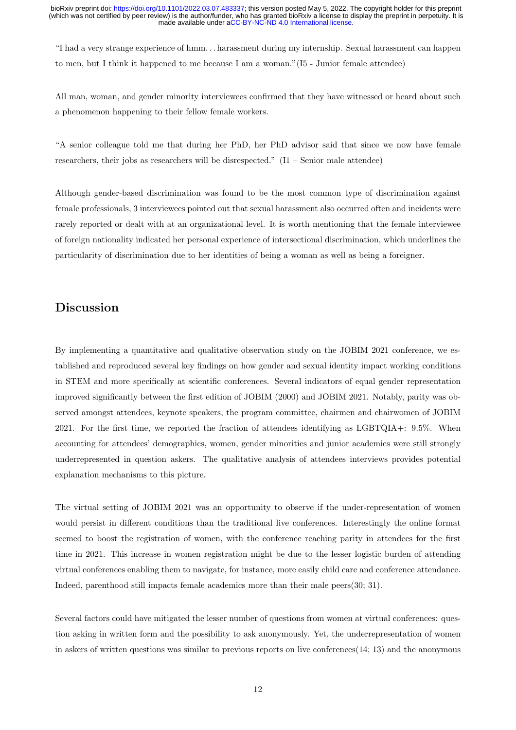"I had a very strange experience of hmm. . . harassment during my internship. Sexual harassment can happen to men, but I think it happened to me because I am a woman."(I5 - Junior female attendee)

All man, woman, and gender minority interviewees confirmed that they have witnessed or heard about such a phenomenon happening to their fellow female workers.

"A senior colleague told me that during her PhD, her PhD advisor said that since we now have female researchers, their jobs as researchers will be disrespected." (I1 – Senior male attendee)

Although gender-based discrimination was found to be the most common type of discrimination against female professionals, 3 interviewees pointed out that sexual harassment also occurred often and incidents were rarely reported or dealt with at an organizational level. It is worth mentioning that the female interviewee of foreign nationality indicated her personal experience of intersectional discrimination, which underlines the particularity of discrimination due to her identities of being a woman as well as being a foreigner.

## Discussion

By implementing a quantitative and qualitative observation study on the JOBIM 2021 conference, we established and reproduced several key findings on how gender and sexual identity impact working conditions in STEM and more specifically at scientific conferences. Several indicators of equal gender representation improved significantly between the first edition of JOBIM (2000) and JOBIM 2021. Notably, parity was observed amongst attendees, keynote speakers, the program committee, chairmen and chairwomen of JOBIM 2021. For the first time, we reported the fraction of attendees identifying as LGBTQIA+: 9.5%. When accounting for attendees' demographics, women, gender minorities and junior academics were still strongly underrepresented in question askers. The qualitative analysis of attendees interviews provides potential explanation mechanisms to this picture.

The virtual setting of JOBIM 2021 was an opportunity to observe if the under-representation of women would persist in different conditions than the traditional live conferences. Interestingly the online format seemed to boost the registration of women, with the conference reaching parity in attendees for the first time in 2021. This increase in women registration might be due to the lesser logistic burden of attending virtual conferences enabling them to navigate, for instance, more easily child care and conference attendance. Indeed, parenthood still impacts female academics more than their male peers(30; 31).

Several factors could have mitigated the lesser number of questions from women at virtual conferences: question asking in written form and the possibility to ask anonymously. Yet, the underrepresentation of women in askers of written questions was similar to previous reports on live conferences(14; 13) and the anonymous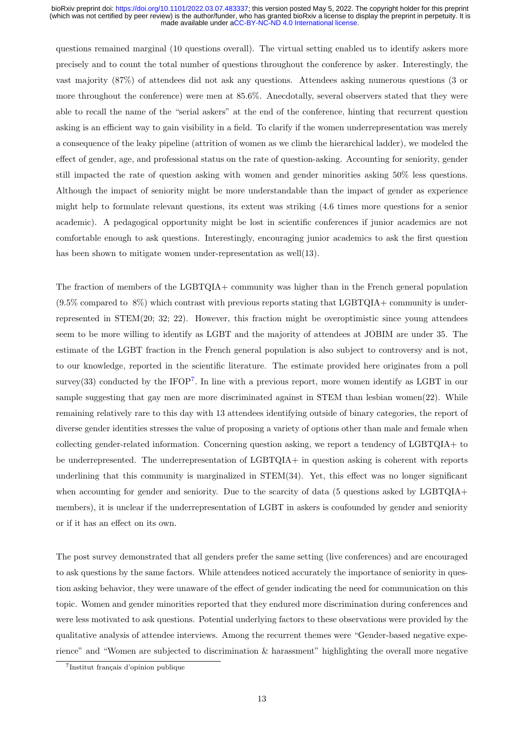questions remained marginal (10 questions overall). The virtual setting enabled us to identify askers more precisely and to count the total number of questions throughout the conference by asker. Interestingly, the vast majority (87%) of attendees did not ask any questions. Attendees asking numerous questions (3 or more throughout the conference) were men at 85.6%. Anecdotally, several observers stated that they were able to recall the name of the "serial askers" at the end of the conference, hinting that recurrent question asking is an efficient way to gain visibility in a field. To clarify if the women underrepresentation was merely a consequence of the leaky pipeline (attrition of women as we climb the hierarchical ladder), we modeled the effect of gender, age, and professional status on the rate of question-asking. Accounting for seniority, gender still impacted the rate of question asking with women and gender minorities asking 50% less questions. Although the impact of seniority might be more understandable than the impact of gender as experience might help to formulate relevant questions, its extent was striking (4.6 times more questions for a senior academic). A pedagogical opportunity might be lost in scientific conferences if junior academics are not comfortable enough to ask questions. Interestingly, encouraging junior academics to ask the first question has been shown to mitigate women under-representation as well(13).

The fraction of members of the LGBTQIA+ community was higher than in the French general population (9.5% compared to 8%) which contrast with previous reports stating that LGBTQIA+ community is under-represented in STEM(20; 32; 22). However, this fraction might be overoptimistic since young attendees seem to be more willing to identify as LGBT and the majority of attendees at JOBIM are under 35. The estimate of the LGBT fraction in the French general population is also subject to controversy and is not, to our knowledge, reported in the scientific literature. The estimate provided here originates from a poll survey(33) conducted by the IFOP[7]. In line with a previous report, more women identify as LGBT in our sample suggesting that gay men are more discriminated against in STEM than lesbian women(22). While remaining relatively rare to this day with 13 attendees identifying outside of binary categories, the report of diverse gender identities stresses the value of proposing a variety of options other than male and female when collecting gender-related information. Concerning question asking, we report a tendency of LGBTQIA+ to be underrepresented. The underrepresentation of LGBTQIA+ in question asking is coherent with reports underlining that this community is marginalized in STEM(34). Yet, this effect was no longer significant when accounting for gender and seniority. Due to the scarcity of data (5 questions asked by LGBTQIA+ members), it is unclear if the underrepresentation of LGBT in askers is coufounded by gender and seniority or if it has an effect on its own.

The post survey demonstrated that all genders prefer the same setting (live conferences) and are encouraged to ask questions by the same factors. While attendees noticed accurately the importance of seniority in question asking behavior, they were unaware of the effect of gender indicating the need for communication on this topic. Women and gender minorities reported that they endured more discrimination during conferences and were less motivated to ask questions. Potential underlying factors to these observations were provided by the qualitative analysis of attendee interviews. Among the recurrent themes were "Gender-based negative experience" and "Women are subjected to discrimination & harassment" highlighting the overall more negative

[7] Institut français d'opinion publique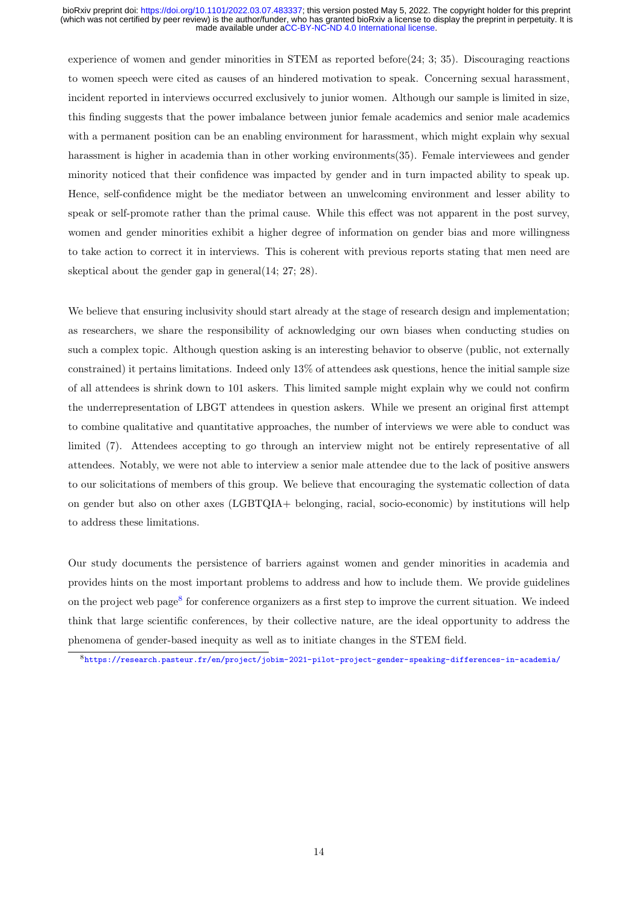experience of women and gender minorities in STEM as reported before(24; 3; 35). Discouraging reactions to women speech were cited as causes of an hindered motivation to speak. Concerning sexual harassment, incident reported in interviews occurred exclusively to junior women. Although our sample is limited in size, this finding suggests that the power imbalance between junior female academics and senior male academics with a permanent position can be an enabling environment for harassment, which might explain why sexual harassment is higher in academia than in other working environments(35). Female interviewees and gender minority noticed that their confidence was impacted by gender and in turn impacted ability to speak up. Hence, self-confidence might be the mediator between an unwelcoming environment and lesser ability to speak or self-promote rather than the primal cause. While this effect was not apparent in the post survey, women and gender minorities exhibit a higher degree of information on gender bias and more willingness to take action to correct it in interviews. This is coherent with previous reports stating that men need are skeptical about the gender gap in general(14; 27; 28).

We believe that ensuring inclusivity should start already at the stage of research design and implementation; as researchers, we share the responsibility of acknowledging our own biases when conducting studies on such a complex topic. Although question asking is an interesting behavior to observe (public, not externally constrained) it pertains limitations. Indeed only 13% of attendees ask questions, hence the initial sample size of all attendees is shrink down to 101 askers. This limited sample might explain why we could not confirm the underrepresentation of LBGT attendees in question askers. While we present an original first attempt to combine qualitative and quantitative approaches, the number of interviews we were able to conduct was limited (7). Attendees accepting to go through an interview might not be entirely representative of all attendees. Notably, we were not able to interview a senior male attendee due to the lack of positive answers to our solicitations of members of this group. We believe that encouraging the systematic collection of data on gender but also on other axes (LGBTQIA+ belonging, racial, socio-economic) by institutions will help to address these limitations.

Our study documents the persistence of barriers against women and gender minorities in academia and provides hints on the most important problems to address and how to include them. We provide guidelines on the project web page[8] for conference organizers as a first step to improve the current situation. We indeed think that large scientific conferences, by their collective nature, are the ideal opportunity to address the phenomena of gender-based inequity as well as to initiate changes in the STEM field.

[8] https://research.pasteur.fr/en/project/jobim-2021-pilot-project-gender-speaking-differences-in-academia/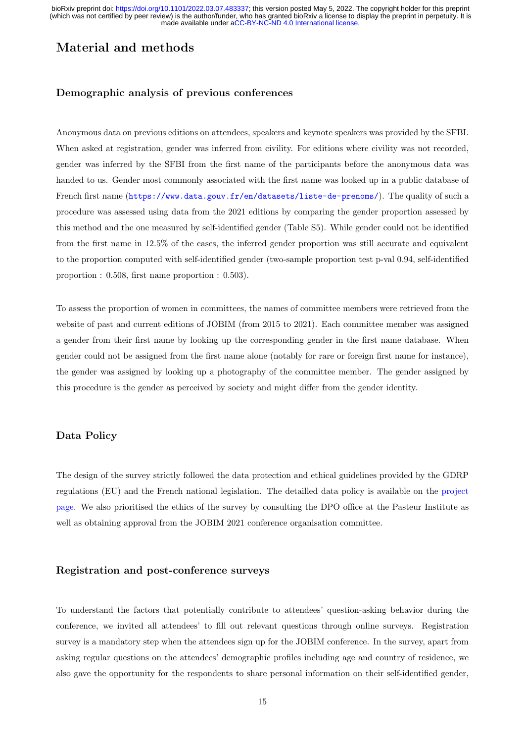# Material and methods

## Demographic analysis of previous conferences

Anonymous data on previous editions on attendees, speakers and keynote speakers was provided by the SFBI. When asked at registration, gender was inferred from civility. For editions where civility was not recorded, gender was inferred by the SFBI from the first name of the participants before the anonymous data was handed to us. Gender most commonly associated with the first name was looked up in a public database of French first name (https://www.data.gouv.fr/en/datasets/liste-de-prenoms/). The quality of such a procedure was assessed using data from the 2021 editions by comparing the gender proportion assessed by this method and the one measured by self-identified gender (Table S5). While gender could not be identified from the first name in 12.5% of the cases, the inferred gender proportion was still accurate and equivalent to the proportion computed with self-identified gender (two-sample proportion test p-val 0.94, self-identified proportion : 0.508, first name proportion : 0.503).

To assess the proportion of women in committees, the names of committee members were retrieved from the website of past and current editions of JOBIM (from 2015 to 2021). Each committee member was assigned a gender from their first name by looking up the corresponding gender in the first name database. When gender could not be assigned from the first name alone (notably for rare or foreign first name for instance), the gender was assigned by looking up a photography of the committee member. The gender assigned by this procedure is the gender as perceived by society and might differ from the gender identity.

## Data Policy

The design of the survey strictly followed the data protection and ethical guidelines provided by the GDRP regulations (EU) and the French national legislation. The detailled data policy is available on the project page. We also prioritised the ethics of the survey by consulting the DPO office at the Pasteur Institute as well as obtaining approval from the JOBIM 2021 conference organisation committee.

## Registration and post-conference surveys

To understand the factors that potentially contribute to attendees' question-asking behavior during the conference, we invited all attendees' to fill out relevant questions through online surveys. Registration survey is a mandatory step when the attendees sign up for the JOBIM conference. In the survey, apart from asking regular questions on the attendees' demographic profiles including age and country of residence, we also gave the opportunity for the respondents to share personal information on their self-identified gender,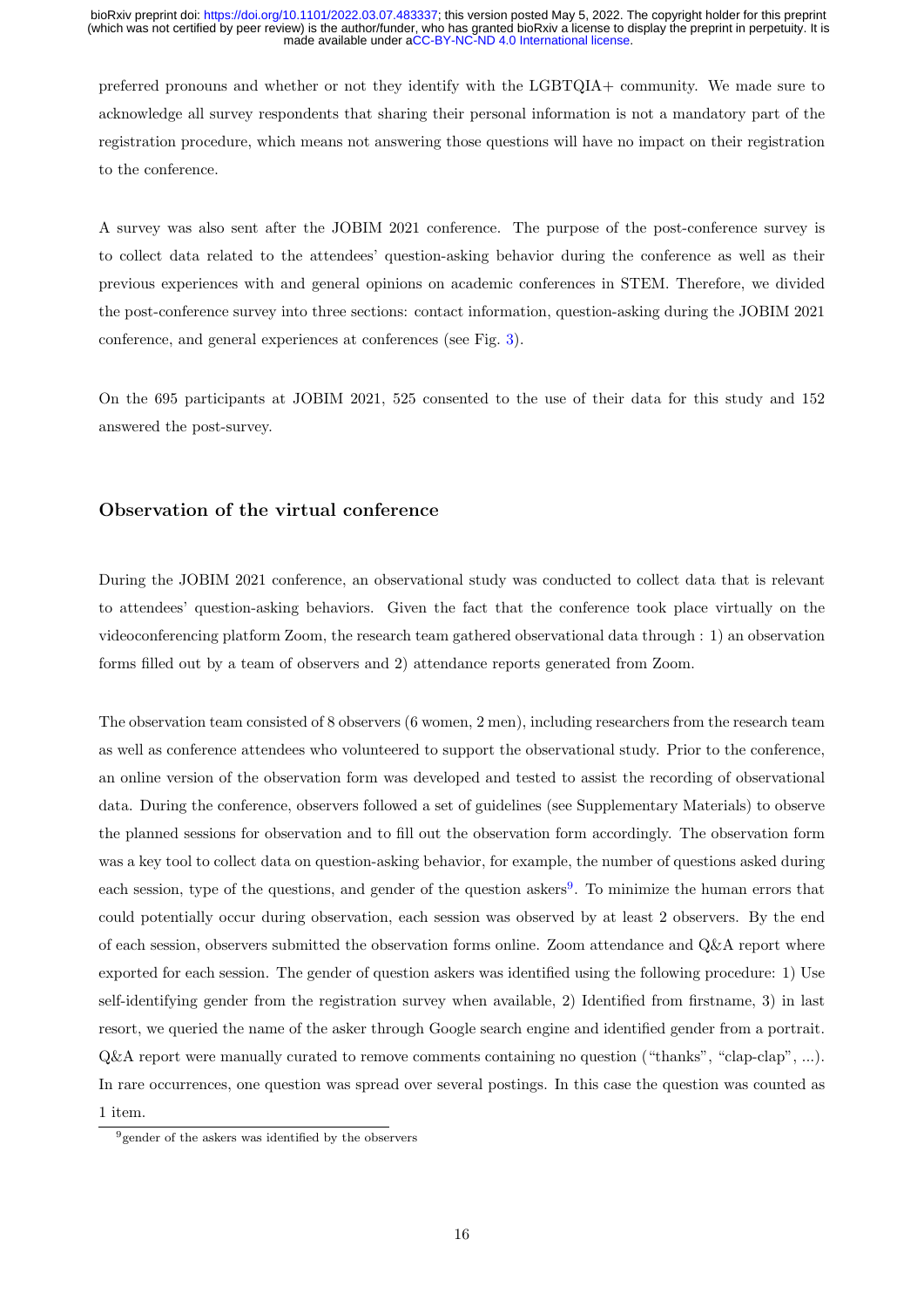preferred pronouns and whether or not they identify with the LGBTQIA+ community. We made sure to acknowledge all survey respondents that sharing their personal information is not a mandatory part of the registration procedure, which means not answering those questions will have no impact on their registration to the conference.

A survey was also sent after the JOBIM 2021 conference. The purpose of the post-conference survey is to collect data related to the attendees' question-asking behavior during the conference as well as their previous experiences with and general opinions on academic conferences in STEM. Therefore, we divided the post-conference survey into three sections: contact information, question-asking during the JOBIM 2021 conference, and general experiences at conferences (see Fig. 3).

On the 695 participants at JOBIM 2021, 525 consented to the use of their data for this study and 152 answered the post-survey.

## Observation of the virtual conference

During the JOBIM 2021 conference, an observational study was conducted to collect data that is relevant to attendees' question-asking behaviors. Given the fact that the conference took place virtually on the videoconferencing platform Zoom, the research team gathered observational data through : 1) an observation forms filled out by a team of observers and 2) attendance reports generated from Zoom.

The observation team consisted of 8 observers (6 women, 2 men), including researchers from the research team as well as conference attendees who volunteered to support the observational study. Prior to the conference, an online version of the observation form was developed and tested to assist the recording of observational data. During the conference, observers followed a set of guidelines (see Supplementary Materials) to observe the planned sessions for observation and to fill out the observation form accordingly. The observation form was a key tool to collect data on question-asking behavior, for example, the number of questions asked during each session, type of the questions, and gender of the question askers[9]. To minimize the human errors that could potentially occur during observation, each session was observed by at least 2 observers. By the end of each session, observers submitted the observation forms online. Zoom attendance and Q&A report where exported for each session. The gender of question askers was identified using the following procedure: 1) Use self-identifying gender from the registration survey when available, 2) Identified from firstname, 3) in last resort, we queried the name of the asker through Google search engine and identified gender from a portrait. Q&A report were manually curated to remove comments containing no question ("thanks", "clap-clap", ...). In rare occurrences, one question was spread over several postings. In this case the question was counted as 1 item.

[9] gender of the askers was identified by the observers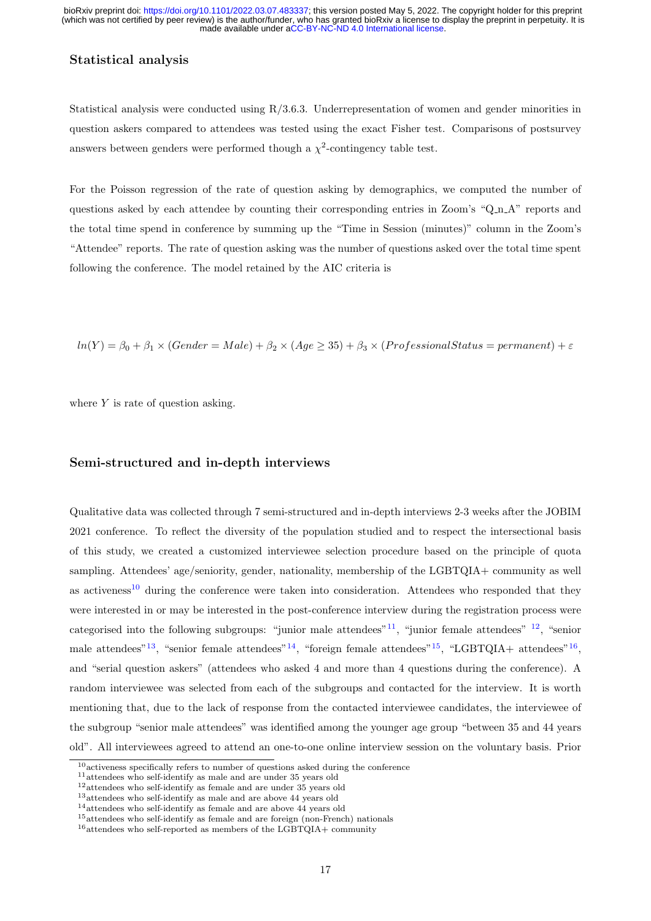### Statistical analysis

Statistical analysis were conducted using R/3.6.3. Underrepresentation of women and gender minorities in question askers compared to attendees was tested using the exact Fisher test. Comparisons of postsurvey answers between genders were performed though a $\chi^2$-contingency table test.

For the Poisson regression of the rate of question asking by demographics, we computed the number of questions asked by each attendee by counting their corresponding entries in Zoom's "Q_n_A" reports and the total time spend in conference by summing up the "Time in Session (minutes)" column in the Zoom's "Attendee" reports. The rate of question asking was the number of questions asked over the total time spent following the conference. The model retained by the AIC criteria is

$$ln(Y) = \beta_0 + \beta_1 \times (Gender = Male) + \beta_2 \times (Age \geq 35) + \beta_3 \times (ProfessionalStatus = permanent) + \varepsilon$$

where $Y$ is rate of question asking.

### Semi-structured and in-depth interviews

Qualitative data was collected through 7 semi-structured and in-depth interviews 2-3 weeks after the JOBIM 2021 conference. To reflect the diversity of the population studied and to respect the intersectional basis of this study, we created a customized interviewee selection procedure based on the principle of quota sampling. Attendees' age/seniority, gender, nationality, membership of the LGBTQIA+ community as well as activeness[10] during the conference were taken into consideration. Attendees who responded that they were interested in or may be interested in the post-conference interview during the registration process were categorised into the following subgroups: "junior male attendees"[11], "junior female attendees" [12], "senior male attendees"[13], "senior female attendees"[14], "foreign female attendees"[15], "LGBTQIA+ attendees"[16], and "serial question askers" (attendees who asked 4 and more than 4 questions during the conference). A random interviewee was selected from each of the subgroups and contacted for the interview. It is worth mentioning that, due to the lack of response from the contacted interviewee candidates, the interviewee of the subgroup "senior male attendees" was identified among the younger age group "between 35 and 44 years old". All interviewees agreed to attend an one-to-one online interview session on the voluntary basis. Prior

[10]activeness specifically refers to number of questions asked during the conference
[11]attendees who self-identify as male and are under 35 years old
[12]attendees who self-identify as female and are under 35 years old
[13]attendees who self-identify as male and are above 44 years old
[14]attendees who self-identify as female and are above 44 years old
[15]attendees who self-identify as female and are foreign (non-French) nationals
[16]attendees who self-reported as members of the LGBTQIA+ community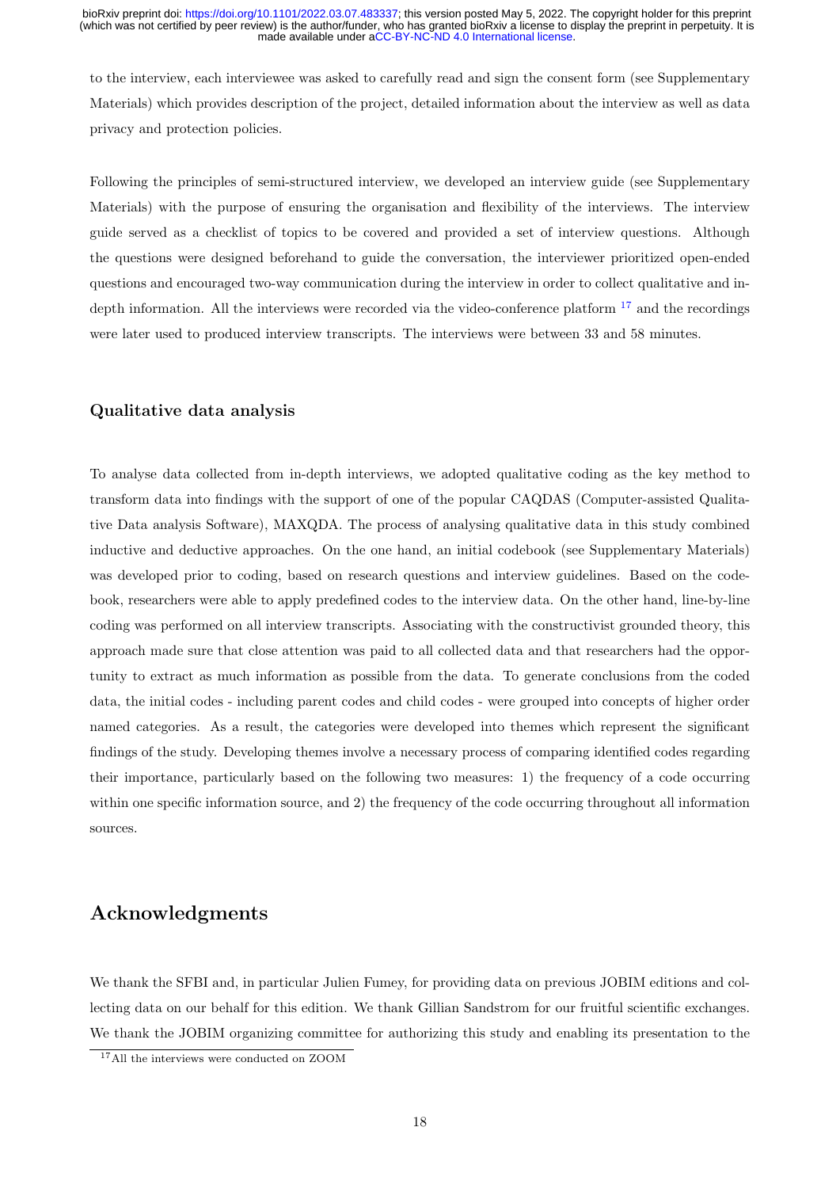to the interview, each interviewee was asked to carefully read and sign the consent form (see Supplementary Materials) which provides description of the project, detailed information about the interview as well as data privacy and protection policies.

Following the principles of semi-structured interview, we developed an interview guide (see Supplementary Materials) with the purpose of ensuring the organisation and flexibility of the interviews. The interview guide served as a checklist of topics to be covered and provided a set of interview questions. Although the questions were designed beforehand to guide the conversation, the interviewer prioritized open-ended questions and encouraged two-way communication during the interview in order to collect qualitative and in-depth information. All the interviews were recorded via the video-conference platform [17] and the recordings were later used to produced interview transcripts. The interviews were between 33 and 58 minutes.

### Qualitative data analysis

To analyse data collected from in-depth interviews, we adopted qualitative coding as the key method to transform data into findings with the support of one of the popular CAQDAS (Computer-assisted Qualitative Data analysis Software), MAXQDA. The process of analysing qualitative data in this study combined inductive and deductive approaches. On the one hand, an initial codebook (see Supplementary Materials) was developed prior to coding, based on research questions and interview guidelines. Based on the codebook, researchers were able to apply predefined codes to the interview data. On the other hand, line-by-line coding was performed on all interview transcripts. Associating with the constructivist grounded theory, this approach made sure that close attention was paid to all collected data and that researchers had the opportunity to extract as much information as possible from the data. To generate conclusions from the coded data, the initial codes - including parent codes and child codes - were grouped into concepts of higher order named categories. As a result, the categories were developed into themes which represent the significant findings of the study. Developing themes involve a necessary process of comparing identified codes regarding their importance, particularly based on the following two measures: 1) the frequency of a code occurring within one specific information source, and 2) the frequency of the code occurring throughout all information sources.

## Acknowledgments

We thank the SFBI and, in particular Julien Fumey, for providing data on previous JOBIM editions and collecting data on our behalf for this edition. We thank Gillian Sandstrom for our fruitful scientific exchanges. We thank the JOBIM organizing committee for authorizing this study and enabling its presentation to the

[17] All the interviews were conducted on ZOOM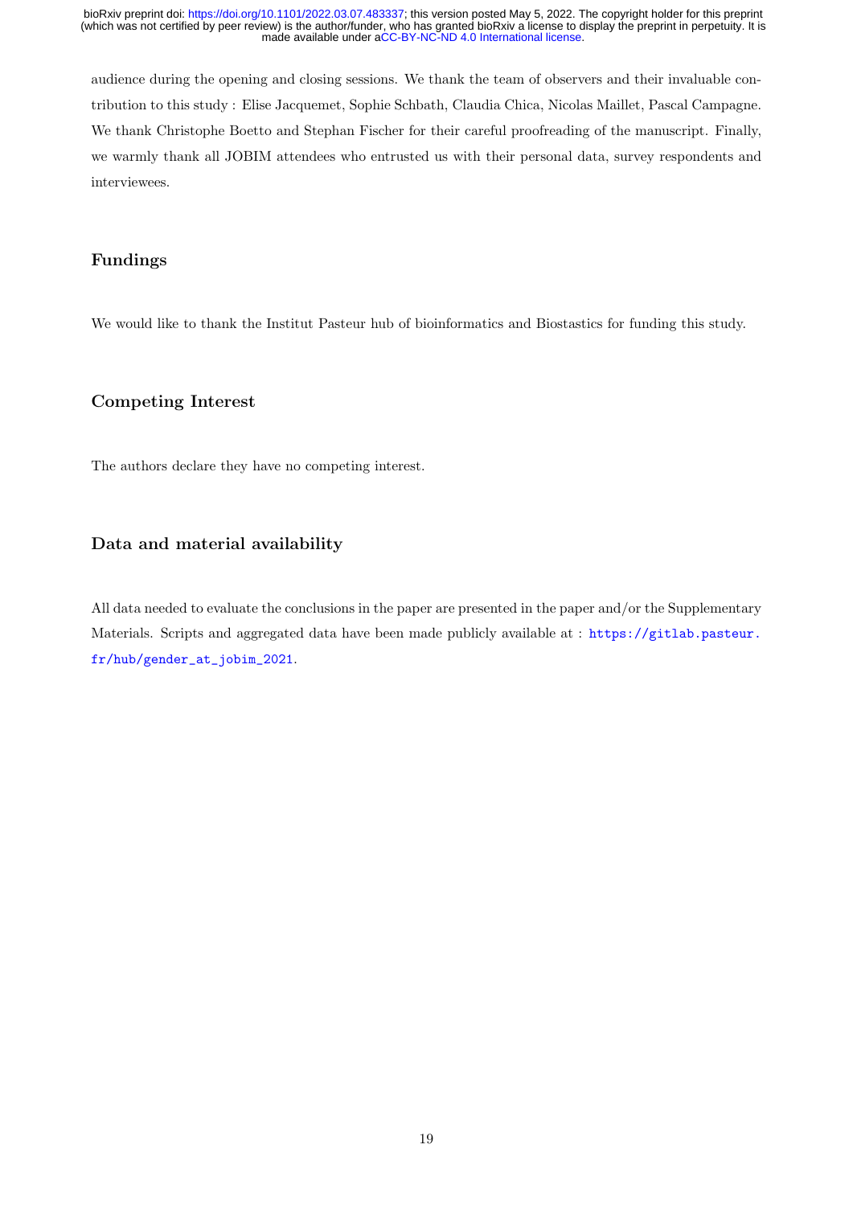audience during the opening and closing sessions. We thank the team of observers and their invaluable contribution to this study : Elise Jacquemet, Sophie Schbath, Claudia Chica, Nicolas Maillet, Pascal Campagne. We thank Christophe Boetto and Stephan Fischer for their careful proofreading of the manuscript. Finally, we warmly thank all JOBIM attendees who entrusted us with their personal data, survey respondents and interviewees.

## Fundings

We would like to thank the Institut Pasteur hub of bioinformatics and Biostastics for funding this study.

## Competing Interest

The authors declare they have no competing interest.

## Data and material availability

All data needed to evaluate the conclusions in the paper are presented in the paper and/or the Supplementary Materials. Scripts and aggregated data have been made publicly available at : https://gitlab.pasteur.fr/hub/gender_at_jobim_2021.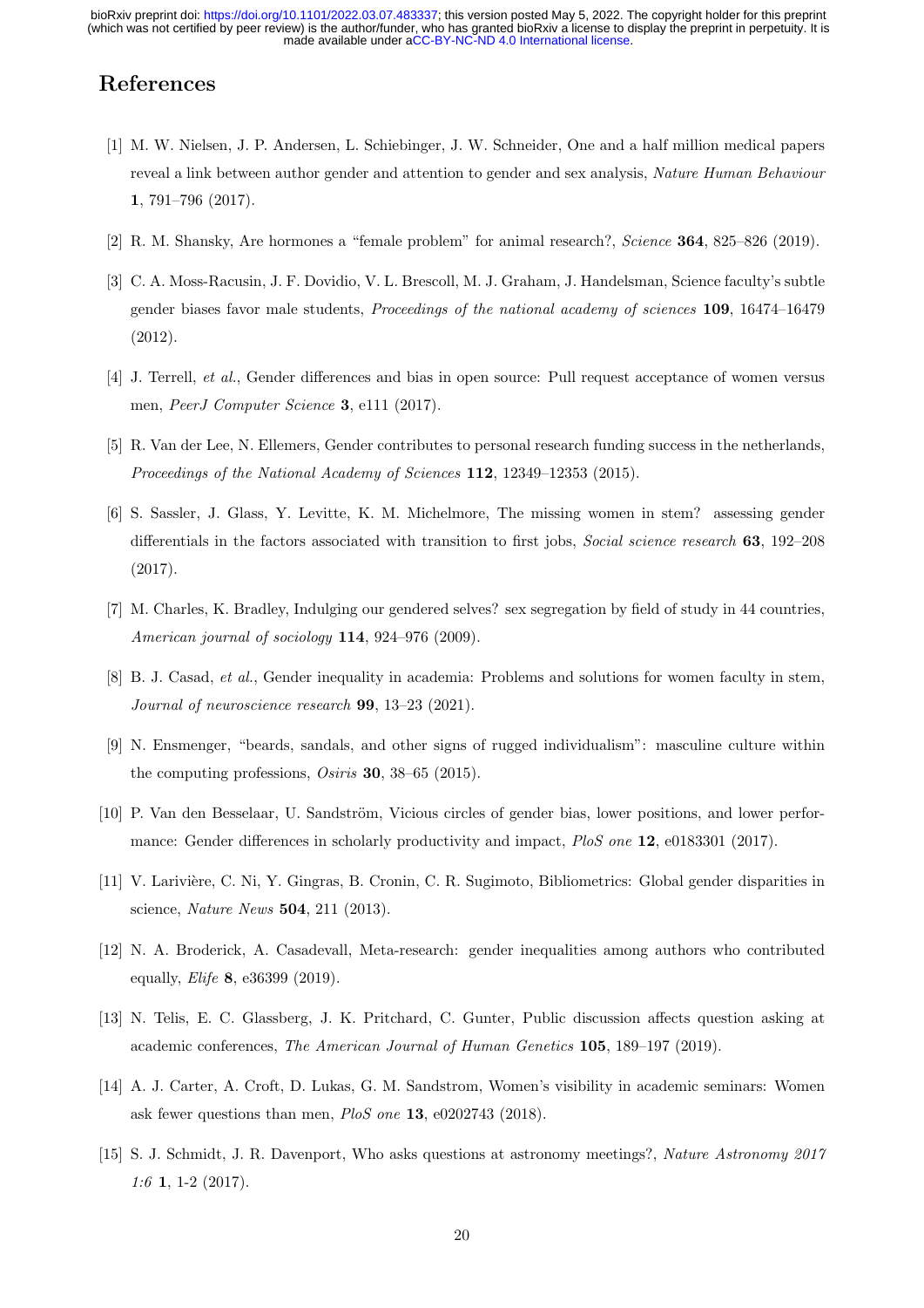## References

[1] M. W. Nielsen, J. P. Andersen, L. Schiebinger, J. W. Schneider, One and a half million medical papers reveal a link between author gender and attention to gender and sex analysis, *Nature Human Behaviour* **1**, 791–796 (2017).

[2] R. M. Shansky, Are hormones a "female problem" for animal research?, *Science* **364**, 825–826 (2019).

[3] C. A. Moss-Racusin, J. F. Dovidio, V. L. Brescoll, M. J. Graham, J. Handelsman, Science faculty's subtle gender biases favor male students, *Proceedings of the national academy of sciences* **109**, 16474–16479 (2012).

[4] J. Terrell, *et al.*, Gender differences and bias in open source: Pull request acceptance of women versus men, *PeerJ Computer Science* **3**, e111 (2017).

[5] R. Van der Lee, N. Ellemers, Gender contributes to personal research funding success in the netherlands, *Proceedings of the National Academy of Sciences* **112**, 12349–12353 (2015).

[6] S. Sassler, J. Glass, Y. Levitte, K. M. Michelmore, The missing women in stem? assessing gender differentials in the factors associated with transition to first jobs, *Social science research* **63**, 192–208 (2017).

[7] M. Charles, K. Bradley, Indulging our gendered selves? sex segregation by field of study in 44 countries, *American journal of sociology* **114**, 924–976 (2009).

[8] B. J. Casad, *et al.*, Gender inequality in academia: Problems and solutions for women faculty in stem, *Journal of neuroscience research* **99**, 13–23 (2021).

[9] N. Ensmenger, "beards, sandals, and other signs of rugged individualism": masculine culture within the computing professions, *Osiris* **30**, 38–65 (2015).

[10] P. Van den Besselaar, U. Sandström, Vicious circles of gender bias, lower positions, and lower performance: Gender differences in scholarly productivity and impact, *PloS one* **12**, e0183301 (2017).

[11] V. Larivière, C. Ni, Y. Gingras, B. Cronin, C. R. Sugimoto, Bibliometrics: Global gender disparities in science, *Nature News* **504**, 211 (2013).

[12] N. A. Broderick, A. Casadevall, Meta-research: gender inequalities among authors who contributed equally, *Elife* **8**, e36399 (2019).

[13] N. Telis, E. C. Glassberg, J. K. Pritchard, C. Gunter, Public discussion affects question asking at academic conferences, *The American Journal of Human Genetics* **105**, 189–197 (2019).

[14] A. J. Carter, A. Croft, D. Lukas, G. M. Sandstrom, Women's visibility in academic seminars: Women ask fewer questions than men, *PloS one* **13**, e0202743 (2018).

[15] S. J. Schmidt, J. R. Davenport, Who asks questions at astronomy meetings?, *Nature Astronomy 2017 1:6* **1**, 1-2 (2017).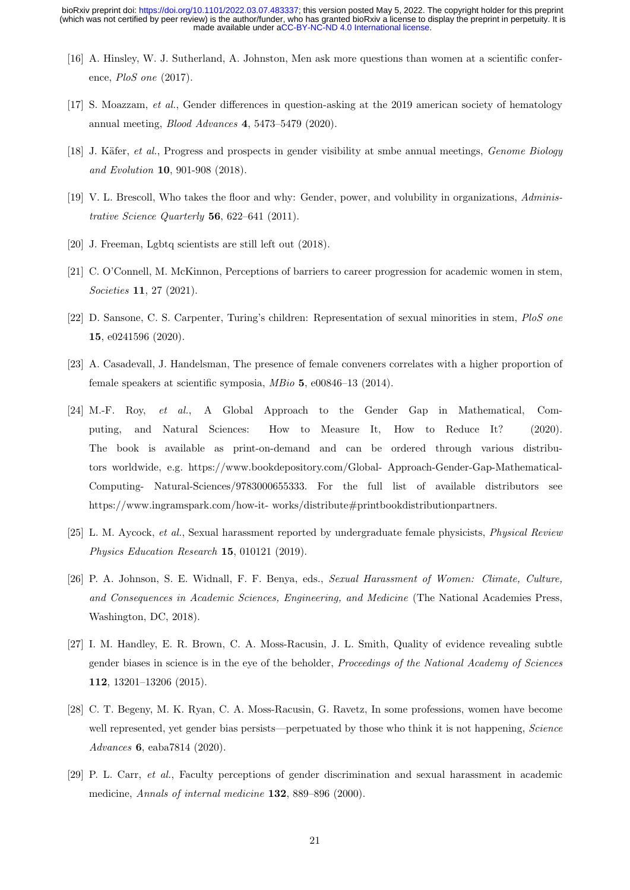[16] A. Hinsley, W. J. Sutherland, A. Johnston, Men ask more questions than women at a scientific conference, *PloS one* (2017).

[17] S. Moazzam, *et al.*, Gender differences in question-asking at the 2019 american society of hematology annual meeting, *Blood Advances* **4**, 5473–5479 (2020).

[18] J. Käfer, *et al.*, Progress and prospects in gender visibility at smbe annual meetings, *Genome Biology and Evolution* **10**, 901-908 (2018).

[19] V. L. Brescoll, Who takes the floor and why: Gender, power, and volubility in organizations, *Administrative Science Quarterly* **56**, 622–641 (2011).

[20] J. Freeman, Lgbtq scientists are still left out (2018).

[21] C. O'Connell, M. McKinnon, Perceptions of barriers to career progression for academic women in stem, *Societies* **11**, 27 (2021).

[22] D. Sansone, C. S. Carpenter, Turing's children: Representation of sexual minorities in stem, *PloS one* **15**, e0241596 (2020).

[23] A. Casadevall, J. Handelsman, The presence of female conveners correlates with a higher proportion of female speakers at scientific symposia, *MBio* **5**, e00846–13 (2014).

[24] M.-F. Roy, *et al.*, A Global Approach to the Gender Gap in Mathematical, Computing, and Natural Sciences: How to Measure It, How to Reduce It? (2020). The book is available as print-on-demand and can be ordered through various distributors worldwide, e.g. https://www.bookdepository.com/Global- Approach-Gender-Gap-Mathematical-Computing- Natural-Sciences/9783000655333. For the full list of available distributors see https://www.ingramspark.com/how-it- works/distribute#printbookdistributionpartners.

[25] L. M. Aycock, *et al.*, Sexual harassment reported by undergraduate female physicists, *Physical Review Physics Education Research* **15**, 010121 (2019).

[26] P. A. Johnson, S. E. Widnall, F. F. Benya, eds., *Sexual Harassment of Women: Climate, Culture, and Consequences in Academic Sciences, Engineering, and Medicine* (The National Academies Press, Washington, DC, 2018).

[27] I. M. Handley, E. R. Brown, C. A. Moss-Racusin, J. L. Smith, Quality of evidence revealing subtle gender biases in science is in the eye of the beholder, *Proceedings of the National Academy of Sciences* **112**, 13201–13206 (2015).

[28] C. T. Begeny, M. K. Ryan, C. A. Moss-Racusin, G. Ravetz, In some professions, women have become well represented, yet gender bias persists—perpetuated by those who think it is not happening, *Science Advances* **6**, eaba7814 (2020).

[29] P. L. Carr, *et al.*, Faculty perceptions of gender discrimination and sexual harassment in academic medicine, *Annals of internal medicine* **132**, 889–896 (2000).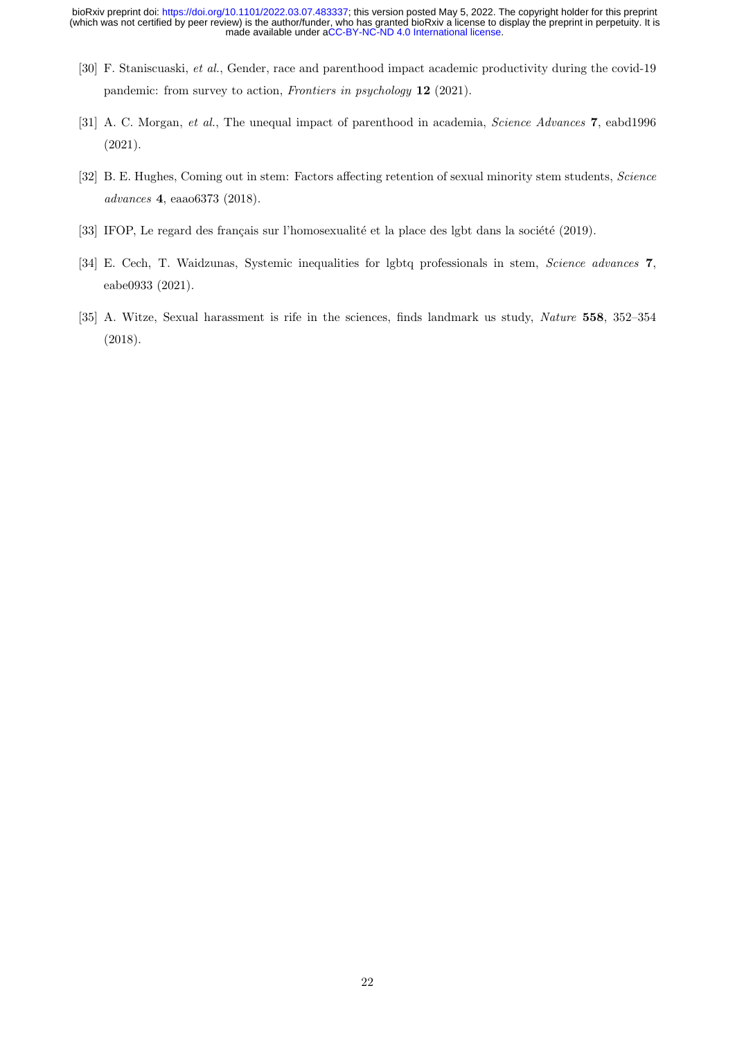[30] F. Staniscuaski, *et al.*, Gender, race and parenthood impact academic productivity during the covid-19 pandemic: from survey to action, *Frontiers in psychology* **12** (2021).

[31] A. C. Morgan, *et al.*, The unequal impact of parenthood in academia, *Science Advances* **7**, eabd1996 (2021).

[32] B. E. Hughes, Coming out in stem: Factors affecting retention of sexual minority stem students, *Science advances* **4**, eaao6373 (2018).

[33] IFOP, Le regard des français sur l'homosexualité et la place des lgbt dans la société (2019).

[34] E. Cech, T. Waidzunas, Systemic inequalities for lgbtq professionals in stem, *Science advances* **7**, eabe0933 (2021).

[35] A. Witze, Sexual harassment is rife in the sciences, finds landmark us study, *Nature* **558**, 352–354 (2018).